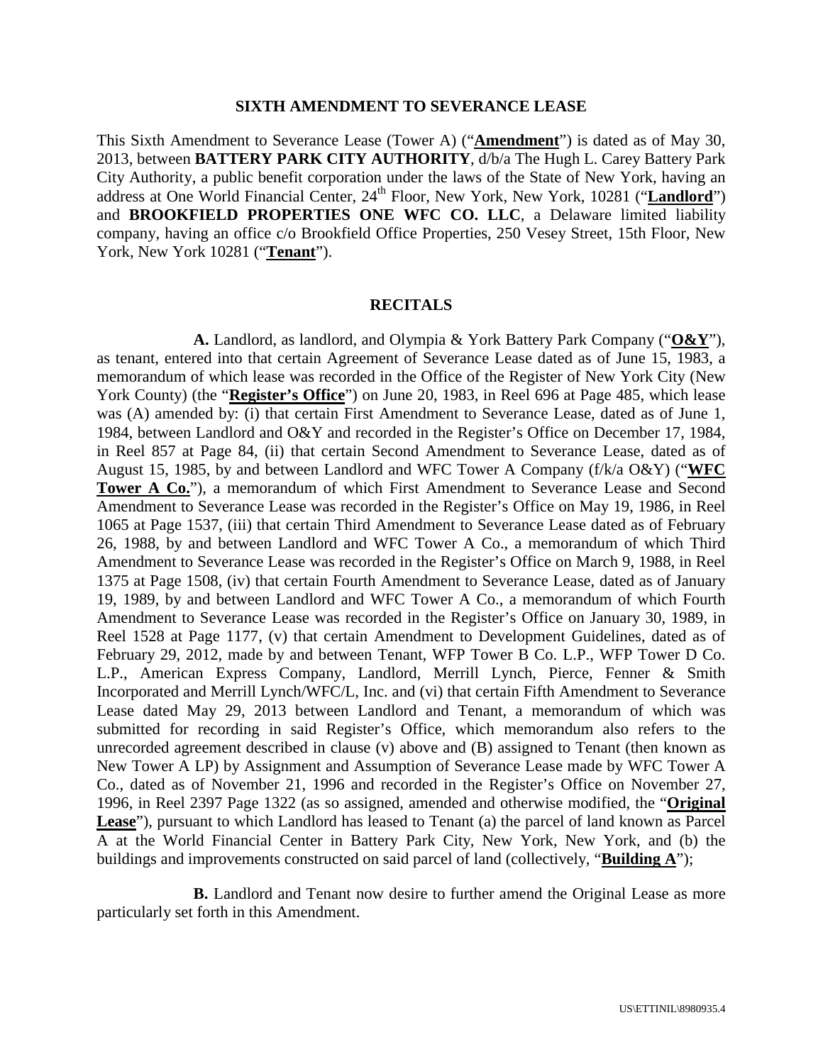## SIXTH AMENDMENT TO SEVERANCE LEASE

This Sixth Amendment to Severance Lease (Tower A) ("**Amendment**") is dated as of May 30, 2013, between **BATTERY PARK CITY AUTHORITY**, d/b/a The Hugh L. Carey Battery Park City Authority, a public benefit corporation under the laws of the State of New York, having an address at One World Financial Center, 24th Floor, New York, New York, 10281 ("**Landlord**") and **BROOKFIELD PROPERTIES ONE WFC CO. LLC**, a Delaware limited liability company, having an office c/o Brookfield Office Properties, 250 Vesey Street, 15th Floor, New York, New York 10281 ("**Tenant**").

## RECITALS

**A.** Landlord, as landlord, and Olympia & York Battery Park Company ("**O&Y**"), as tenant, entered into that certain Agreement of Severance Lease dated as of June 15, 1983, a memorandum of which lease was recorded in the Office of the Register of New York City (New York County) (the "**Register's Office**") on June 20, 1983, in Reel 696 at Page 485, which lease was (A) amended by: (i) that certain First Amendment to Severance Lease, dated as of June 1, 1984, between Landlord and O&Y and recorded in the Register's Office on December 17, 1984, in Reel 857 at Page 84, (ii) that certain Second Amendment to Severance Lease, dated as of August 15, 1985, by and between Landlord and WFC Tower A Company (f/k/a O&Y) ("**WFC Tower A Co.**"), a memorandum of which First Amendment to Severance Lease and Second Amendment to Severance Lease was recorded in the Register's Office on May 19, 1986, in Reel 1065 at Page 1537, (iii) that certain Third Amendment to Severance Lease dated as of February 26, 1988, by and between Landlord and WFC Tower A Co., a memorandum of which Third Amendment to Severance Lease was recorded in the Register's Office on March 9, 1988, in Reel 1375 at Page 1508, (iv) that certain Fourth Amendment to Severance Lease, dated as of January 19, 1989, by and between Landlord and WFC Tower A Co., a memorandum of which Fourth Amendment to Severance Lease was recorded in the Register's Office on January 30, 1989, in Reel 1528 at Page 1177, (v) that certain Amendment to Development Guidelines, dated as of February 29, 2012, made by and between Tenant, WFP Tower B Co. L.P., WFP Tower D Co. L.P., American Express Company, Landlord, Merrill Lynch, Pierce, Fenner & Smith Incorporated and Merrill Lynch/WFC/L, Inc. and (vi) that certain Fifth Amendment to Severance Lease dated May 29, 2013 between Landlord and Tenant, a memorandum of which was submitted for recording in said Register's Office, which memorandum also refers to the unrecorded agreement described in clause (v) above and (B) assigned to Tenant (then known as New Tower A LP) by Assignment and Assumption of Severance Lease made by WFC Tower A Co., dated as of November 21, 1996 and recorded in the Register's Office on November 27, 1996, in Reel 2397 Page 1322 (as so assigned, amended and otherwise modified, the "**Original Lease**"), pursuant to which Landlord has leased to Tenant (a) the parcel of land known as Parcel A at the World Financial Center in Battery Park City, New York, New York, and (b) the buildings and improvements constructed on said parcel of land (collectively, "**Building A**");

**B.** Landlord and Tenant now desire to further amend the Original Lease as more particularly set forth in this Amendment.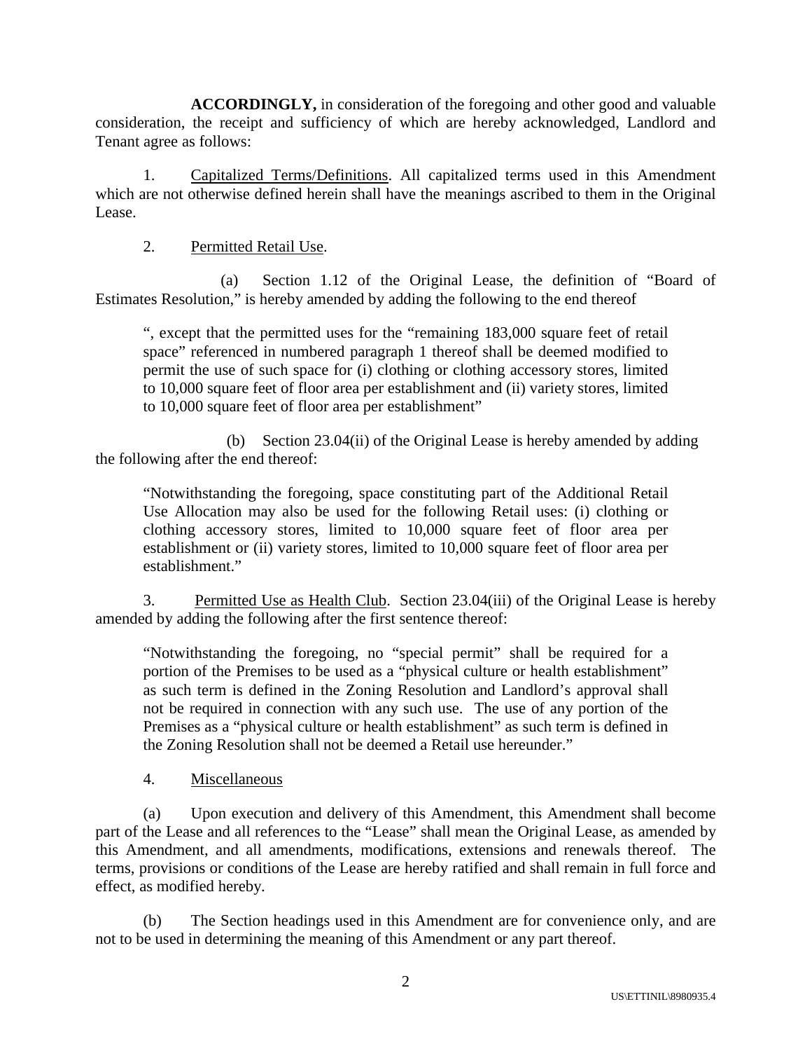**ACCORDINGLY,** in consideration of the foregoing and other good and valuable consideration, the receipt and sufficiency of which are hereby acknowledged, Landlord and Tenant agree as follows:

1. Capitalized Terms/Definitions. All capitalized terms used in this Amendment which are not otherwise defined herein shall have the meanings ascribed to them in the Original Lease.

2. Permitted Retail Use.

(a) Section 1.12 of the Original Lease, the definition of "Board of Estimates Resolution," is hereby amended by adding the following to the end thereof

> ", except that the permitted uses for the "remaining 183,000 square feet of retail space" referenced in numbered paragraph 1 thereof shall be deemed modified to permit the use of such space for (i) clothing or clothing accessory stores, limited to 10,000 square feet of floor area per establishment and (ii) variety stores, limited to 10,000 square feet of floor area per establishment"

(b) Section 23.04(ii) of the Original Lease is hereby amended by adding the following after the end thereof:

> "Notwithstanding the foregoing, space constituting part of the Additional Retail Use Allocation may also be used for the following Retail uses: (i) clothing or clothing accessory stores, limited to 10,000 square feet of floor area per establishment or (ii) variety stores, limited to 10,000 square feet of floor area per establishment."

3. Permitted Use as Health Club. Section 23.04(iii) of the Original Lease is hereby amended by adding the following after the first sentence thereof:

> "Notwithstanding the foregoing, no "special permit" shall be required for a portion of the Premises to be used as a "physical culture or health establishment" as such term is defined in the Zoning Resolution and Landlord's approval shall not be required in connection with any such use. The use of any portion of the Premises as a "physical culture or health establishment" as such term is defined in the Zoning Resolution shall not be deemed a Retail use hereunder."

4. Miscellaneous

(a) Upon execution and delivery of this Amendment, this Amendment shall become part of the Lease and all references to the "Lease" shall mean the Original Lease, as amended by this Amendment, and all amendments, modifications, extensions and renewals thereof. The terms, provisions or conditions of the Lease are hereby ratified and shall remain in full force and effect, as modified hereby.

(b) The Section headings used in this Amendment are for convenience only, and are not to be used in determining the meaning of this Amendment or any part thereof.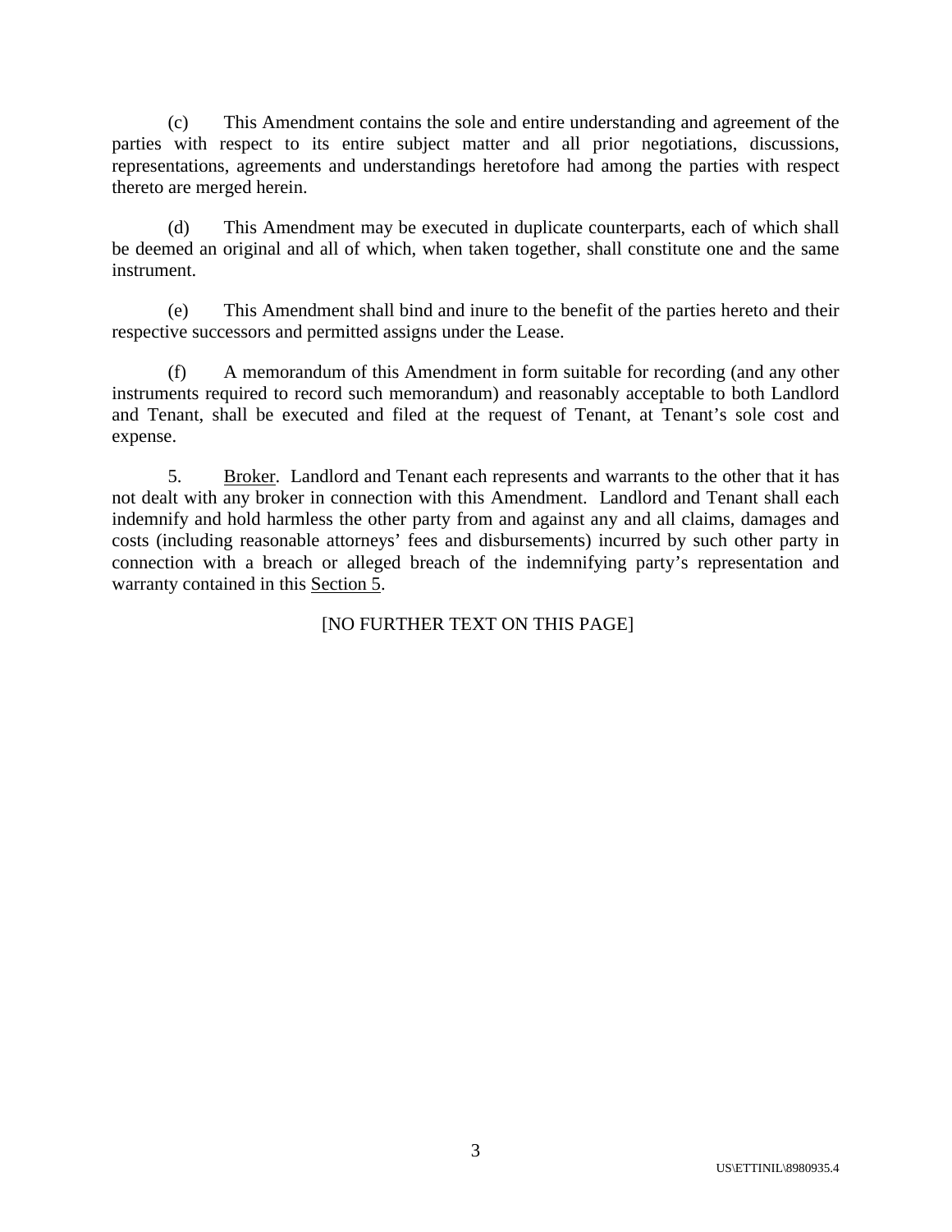(c) This Amendment contains the sole and entire understanding and agreement of the parties with respect to its entire subject matter and all prior negotiations, discussions, representations, agreements and understandings heretofore had among the parties with respect thereto are merged herein.

(d) This Amendment may be executed in duplicate counterparts, each of which shall be deemed an original and all of which, when taken together, shall constitute one and the same instrument.

(e) This Amendment shall bind and inure to the benefit of the parties hereto and their respective successors and permitted assigns under the Lease.

(f) A memorandum of this Amendment in form suitable for recording (and any other instruments required to record such memorandum) and reasonably acceptable to both Landlord and Tenant, shall be executed and filed at the request of Tenant, at Tenant's sole cost and expense.

5. Broker. Landlord and Tenant each represents and warrants to the other that it has not dealt with any broker in connection with this Amendment. Landlord and Tenant shall each indemnify and hold harmless the other party from and against any and all claims, damages and costs (including reasonable attorneys' fees and disbursements) incurred by such other party in connection with a breach or alleged breach of the indemnifying party's representation and warranty contained in this Section 5.

[NO FURTHER TEXT ON THIS PAGE]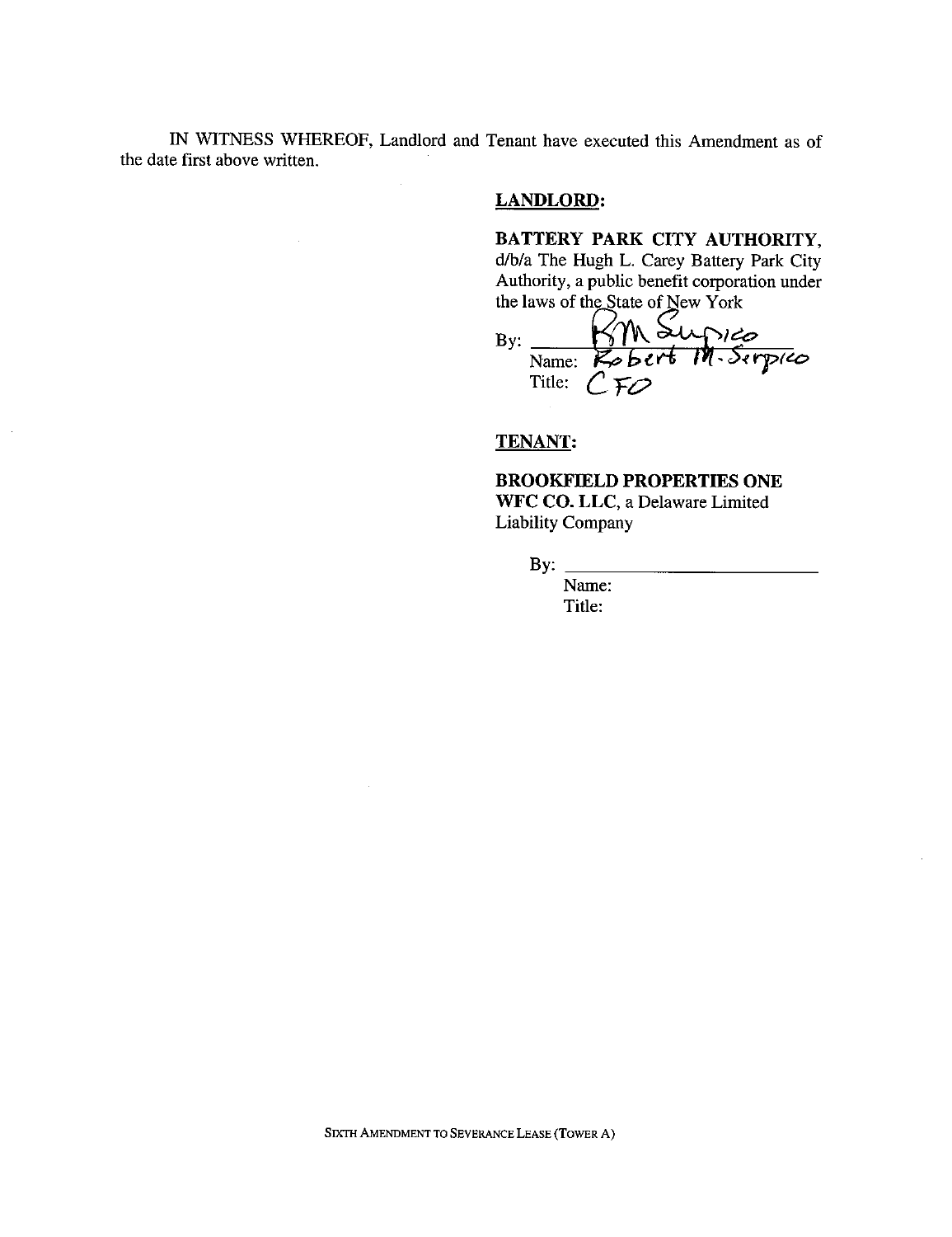IN WITNESS WHEREOF, Landlord and Tenant have executed this Amendment as of the date first above written.

**LANDLORD:**

**BATTERY PARK CITY AUTHORITY,** d/b/a The Hugh L. Carey Battery Park City Authority, a public benefit corporation under the laws of the State of New York

By: RM Serpico
Name: Robert M. Serpico
Title: CFO

**TENANT:**

**BROOKFIELD PROPERTIES ONE WFC CO. LLC**, a Delaware Limited Liability Company

By: ____________________________
Name:
Title:

SIXTH AMENDMENT TO SEVERANCE LEASE (TOWER A)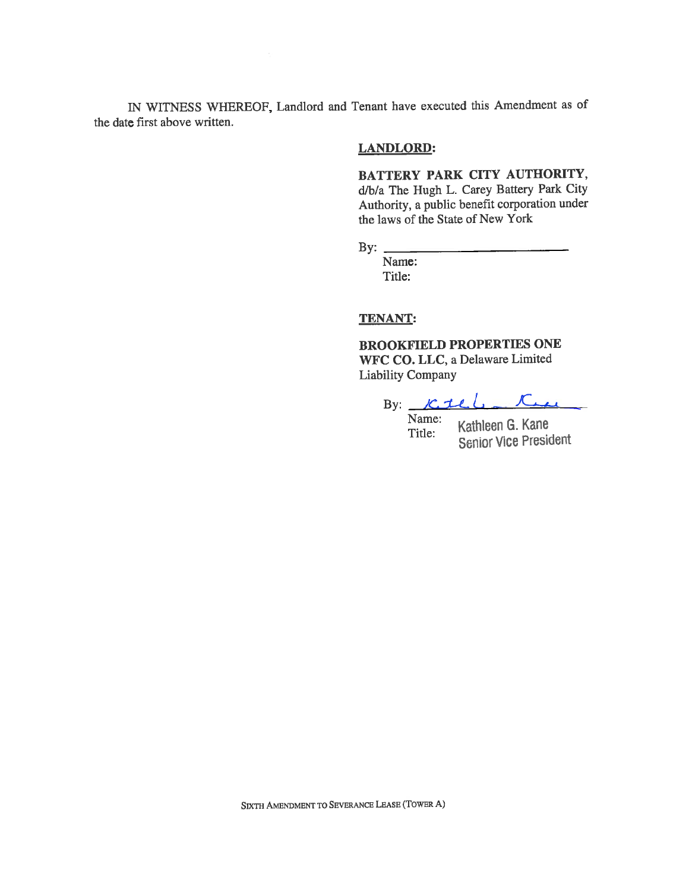IN WITNESS WHEREOF, Landlord and Tenant have executed this Amendment as of the date first above written.

**LANDLORD:**

**BATTERY PARK CITY AUTHORITY**, d/b/a The Hugh L. Carey Battery Park City Authority, a public benefit corporation under the laws of the State of New York

By: ______________________
Name:
Title:

**TENANT:**

**BROOKFIELD PROPERTIES ONE WFC CO. LLC**, a Delaware Limited Liability Company

By: ______________________
Name: Kathleen G. Kane
Title: Senior Vice President

SIXTH AMENDMENT TO SEVERANCE LEASE (TOWER A)